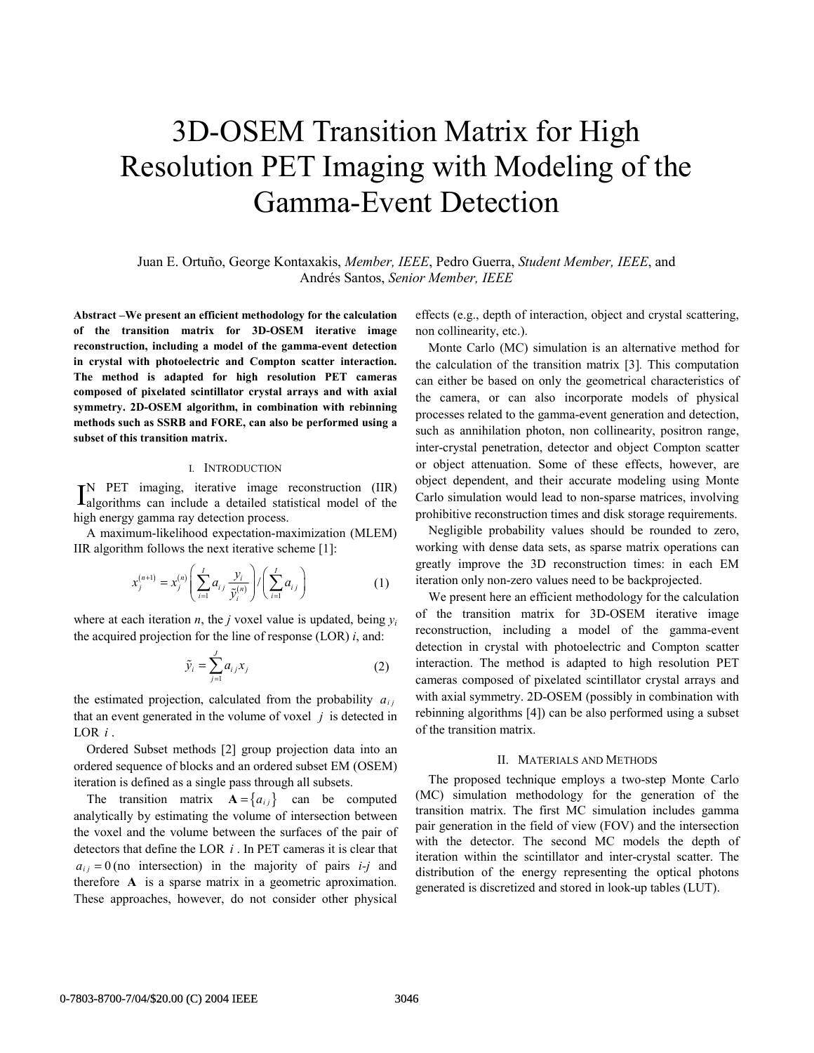# 3D-OSEM Transition Matrix for High Resolution PET Imaging with Modeling of the Gamma-Event Detection

Juan E. Ortuño, George Kontaxakis, *Member, IEEE*, Pedro Guerra, *Student Member, IEEE*, and Andrés Santos, *Senior Member, IEEE*

**Abstract –We present an efficient methodology for the calculation of the transition matrix for 3D-OSEM iterative image reconstruction, including a model of the gamma-event detection in crystal with photoelectric and Compton scatter interaction. The method is adapted for high resolution PET cameras composed of pixelated scintillator crystal arrays and with axial symmetry. 2D-OSEM algorithm, in combination with rebinning methods such as SSRB and FORE, can also be performed using a subset of this transition matrix.**

## I. Introduction

In PET imaging, iterative image reconstruction (IIR) algorithms can include a detailed statistical model of the high energy gamma ray detection process.

A maximum-likelihood expectation-maximization (MLEM) IIR algorithm follows the next iterative scheme [1]:

$$x_j^{(n+1)} = x_j^{(n)} \left( \sum_{i=1}^{I} a_{ij} \frac{y_i}{\tilde{y}_i^{(n)}} \right) / \left( \sum_{i=1}^{I} a_{ij} \right) \tag{1}$$

where at each iteration *n*, the *j* voxel value is updated, being $y_i$ the acquired projection for the line of response (LOR) *i*, and:

$$\tilde{y}_i = \sum_{j=1}^{J} a_{ij} x_j \tag{2}$$

the estimated projection, calculated from the probability $a_{ij}$ that an event generated in the volume of voxel $j$ is detected in LOR $i$.

Ordered Subset methods [2] group projection data into an ordered sequence of blocks and an ordered subset EM (OSEM) iteration is defined as a single pass through all subsets.

The transition matrix $\mathbf{A} = \{a_{ij}\}$ can be computed analytically by estimating the volume of intersection between the voxel and the volume between the surfaces of the pair of detectors that define the LOR $i$. In PET cameras it is clear that $a_{ij} = 0$ (no intersection) in the majority of pairs *i-j* and therefore $\mathbf{A}$ is a sparse matrix in a geometric aproximation. These approaches, however, do not consider other physical effects (e.g., depth of interaction, object and crystal scattering, non collinearity, etc.).

Monte Carlo (MC) simulation is an alternative method for the calculation of the transition matrix [3]. This computation can either be based on only the geometrical characteristics of the camera, or can also incorporate models of physical processes related to the gamma-event generation and detection, such as annihilation photon, non collinearity, positron range, inter-crystal penetration, detector and object Compton scatter or object attenuation. Some of these effects, however, are object dependent, and their accurate modeling using Monte Carlo simulation would lead to non-sparse matrices, involving prohibitive reconstruction times and disk storage requirements.

Negligible probability values should be rounded to zero, working with dense data sets, as sparse matrix operations can greatly improve the 3D reconstruction times: in each EM iteration only non-zero values need to be backprojected.

We present here an efficient methodology for the calculation of the transition matrix for 3D-OSEM iterative image reconstruction, including a model of the gamma-event detection in crystal with photoelectric and Compton scatter interaction. The method is adapted to high resolution PET cameras composed of pixelated scintillator crystal arrays and with axial symmetry. 2D-OSEM (possibly in combination with rebinning algorithms [4]) can be also performed using a subset of the transition matrix.

## II. Materials and Methods

The proposed technique employs a two-step Monte Carlo (MC) simulation methodology for the generation of the transition matrix. The first MC simulation includes gamma pair generation in the field of view (FOV) and the intersection with the detector. The second MC models the depth of iteration within the scintillator and inter-crystal scatter. The distribution of the energy representing the optical photons generated is discretized and stored in look-up tables (LUT).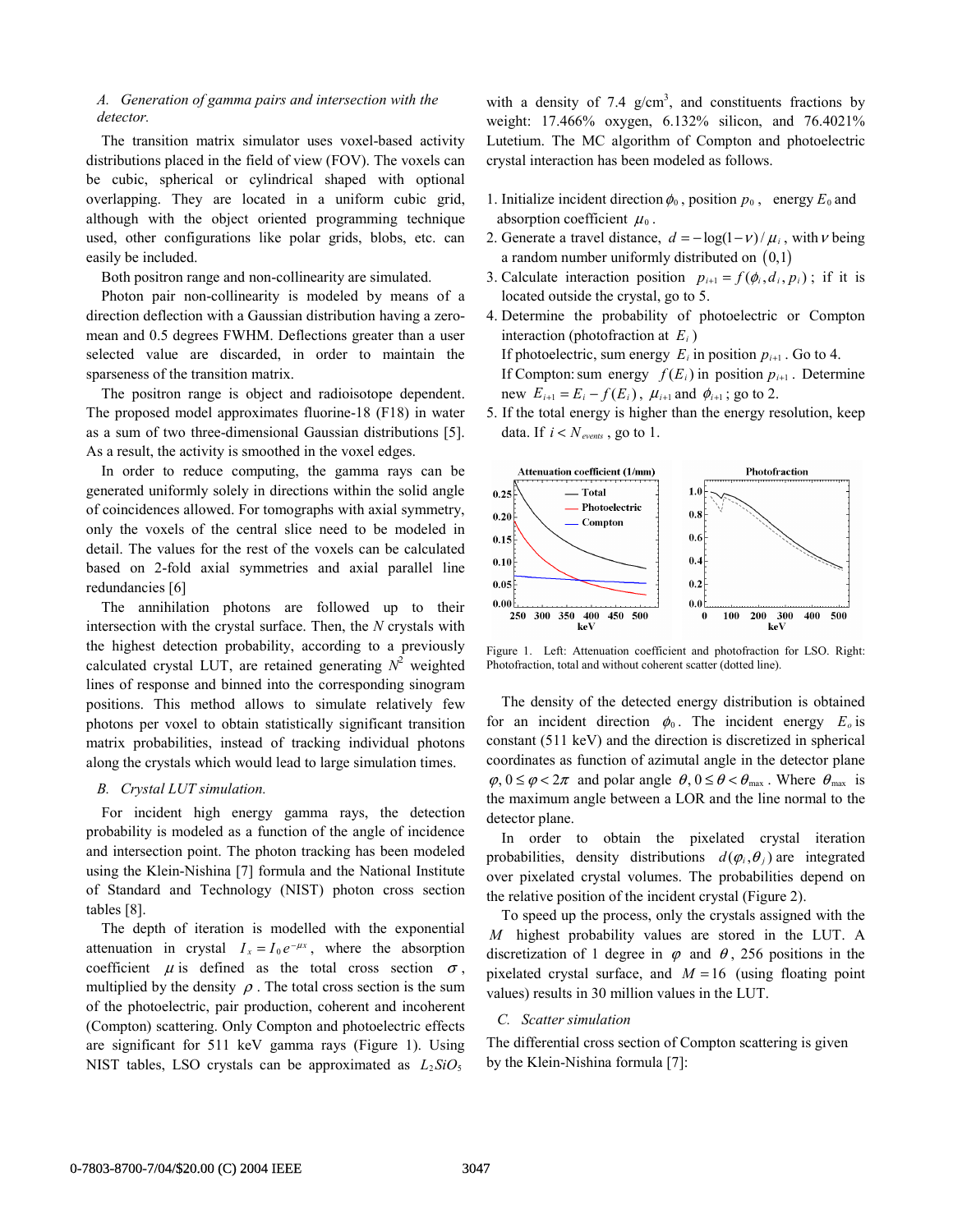### A. Generation of gamma pairs and intersection with the detector.

The transition matrix simulator uses voxel-based activity distributions placed in the field of view (FOV). The voxels can be cubic, spherical or cylindrical shaped with optional overlapping. They are located in a uniform cubic grid, although with the object oriented programming technique used, other configurations like polar grids, blobs, etc. can easily be included.

Both positron range and non-collinearity are simulated.

Photon pair non-collinearity is modeled by means of a direction deflection with a Gaussian distribution having a zero-mean and 0.5 degrees FWHM. Deflections greater than a user selected value are discarded, in order to maintain the sparseness of the transition matrix.

The positron range is object and radioisotope dependent. The proposed model approximates fluorine-18 (F18) in water as a sum of two three-dimensional Gaussian distributions [5]. As a result, the activity is smoothed in the voxel edges.

In order to reduce computing, the gamma rays can be generated uniformly solely in directions within the solid angle of coincidences allowed. For tomographs with axial symmetry, only the voxels of the central slice need to be modeled in detail. The values for the rest of the voxels can be calculated based on 2-fold axial symmetries and axial parallel line redundancies [6]

The annihilation photons are followed up to their intersection with the crystal surface. Then, the $N$ crystals with the highest detection probability, according to a previously calculated crystal LUT, are retained generating $N^2$ weighted lines of response and binned into the corresponding sinogram positions. This method allows to simulate relatively few photons per voxel to obtain statistically significant transition matrix probabilities, instead of tracking individual photons along the crystals which would lead to large simulation times.

### B. Crystal LUT simulation.

For incident high energy gamma rays, the detection probability is modeled as a function of the angle of incidence and intersection point. The photon tracking has been modeled using the Klein-Nishina [7] formula and the National Institute of Standard and Technology (NIST) photon cross section tables [8].

The depth of iteration is modelled with the exponential attenuation in crystal $I_x = I_0 e^{-\mu x}$, where the absorption coefficient $\mu$ is defined as the total cross section $\sigma$, multiplied by the density $\rho$. The total cross section is the sum of the photoelectric, pair production, coherent and incoherent (Compton) scattering. Only Compton and photoelectric effects are significant for 511 keV gamma rays (Figure 1). Using NIST tables, LSO crystals can be approximated as $L_2SiO_5$ with a density of 7.4 g/cm$^3$, and constituents fractions by weight: 17.466% oxygen, 6.132% silicon, and 76.4021% Lutetium. The MC algorithm of Compton and photoelectric crystal interaction has been modeled as follows.

1. Initialize incident direction $\phi_0$, position $p_0$, energy $E_0$ and absorption coefficient $\mu_0$.
2. Generate a travel distance, $d = -\log(1-\nu)/\mu_i$, with $\nu$ being a random number uniformly distributed on $(0,1)$
3. Calculate interaction position $p_{i+1} = f(\phi_i, d_i, p_i)$; if it is located outside the crystal, go to 5.
4. Determine the probability of photoelectric or Compton interaction (photofraction at $E_i$)
   If photoelectric, sum energy $E_i$ in position $p_{i+1}$. Go to 4.
   If Compton: sum energy $f(E_i)$ in position $p_{i+1}$. Determine new $E_{i+1} = E_i - f(E_i)$, $\mu_{i+1}$ and $\phi_{i+1}$; go to 2.
5. If the total energy is higher than the energy resolution, keep data. If $i < N_{events}$, go to 1.

Attenuation coefficient (1/mm)
Total
Photoelectric
Compton
0.25
0.20
0.15
0.10
0.05
0.00
250 300 350 400 450 500
keV

Photofraction
1.0
0.8
0.6
0.4
0.2
0.0
0 100 200 300 400 500
keV

Figure 1. Left: Attenuation coefficient and photofraction for LSO. Right: Photofraction, total and without coherent scatter (dotted line).

The density of the detected energy distribution is obtained for an incident direction $\phi_0$. The incident energy $E_o$ is constant (511 keV) and the direction is discretized in spherical coordinates as function of azimutal angle in the detector plane $\varphi, 0 \le \varphi < 2\pi$ and polar angle $\theta, 0 \le \theta < \theta_{max}$. Where $\theta_{max}$ is the maximum angle between a LOR and the line normal to the detector plane.

In order to obtain the pixelated crystal iteration probabilities, density distributions $d(\varphi_i, \theta_j)$ are integrated over pixelated crystal volumes. The probabilities depend on the relative position of the incident crystal (Figure 2).

To speed up the process, only the crystals assigned with the $M$ highest probability values are stored in the LUT. A discretization of 1 degree in $\varphi$ and $\theta$, 256 positions in the pixelated crystal surface, and $M = 16$ (using floating point values) results in 30 million values in the LUT.

### C. Scatter simulation

The differential cross section of Compton scattering is given by the Klein-Nishina formula [7]: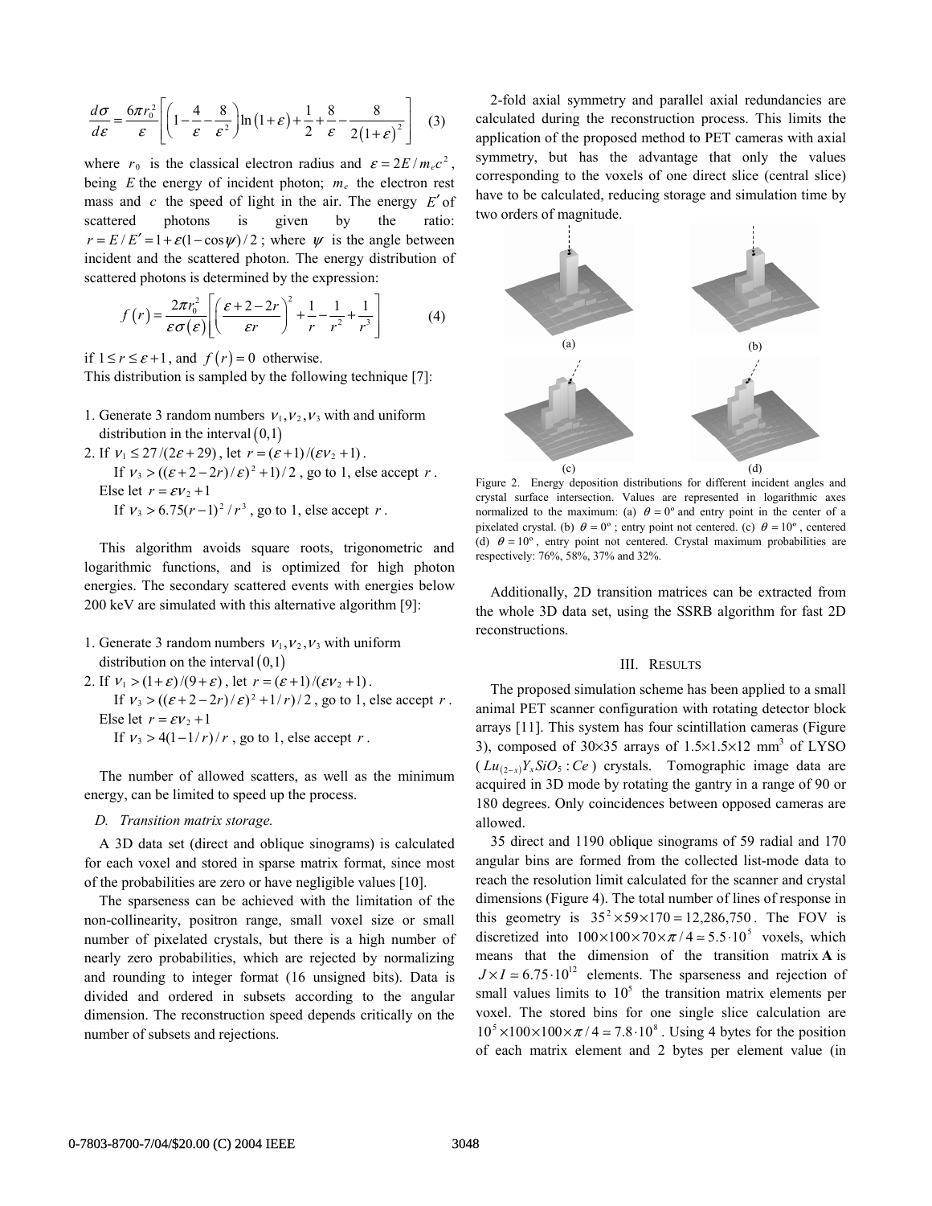$$\frac{d\sigma}{d\varepsilon} = \frac{6\pi r_0^2}{\varepsilon}\left[\left(1-\frac{4}{\varepsilon}-\frac{8}{\varepsilon^2}\right)\ln\left(1+\varepsilon\right)+\frac{1}{2}+\frac{8}{\varepsilon}-\frac{8}{2\left(1+\varepsilon\right)^2}\right] \quad (3)$$

where $r_0$ is the classical electron radius and $\varepsilon = 2E/m_e c^2$, being $E$ the energy of incident photon; $m_e$ the electron rest mass and $c$ the speed of light in the air. The energy $E'$ of scattered photons is given by the ratio: $r = E/E' = 1+\varepsilon(1-\cos\psi)/2$; where $\psi$ is the angle between incident and the scattered photon. The energy distribution of scattered photons is determined by the expression:

$$f\left(r\right) = \frac{2\pi r_0^2}{\varepsilon\sigma\left(\varepsilon\right)}\left[\left(\frac{\varepsilon+2-2r}{\varepsilon r}\right)^2+\frac{1}{r}-\frac{1}{r^2}+\frac{1}{r^3}\right] \quad (4)$$

if $1 \le r \le \varepsilon+1$, and $f\left(r\right)=0$ otherwise.
This distribution is sampled by the following technique [7]:

1. Generate 3 random numbers $\nu_1,\nu_2,\nu_3$ with and uniform distribution in the interval $\left(0,1\right)$
2. If $\nu_1 \le 27/(2\varepsilon+29)$, let $r = (\varepsilon+1)/(\varepsilon\nu_2+1)$.
   If $\nu_3 > ((\varepsilon+2-2r)/\varepsilon)^2+1)/2$, go to 1, else accept $r$.
   Else let $r = \varepsilon\nu_2+1$
   If $\nu_3 > 6.75(r-1)^2/r^3$, go to 1, else accept $r$.

This algorithm avoids square roots, trigonometric and logarithmic functions, and is optimized for high photon energies. The secondary scattered events with energies below 200 keV are simulated with this alternative algorithm [9]:

1. Generate 3 random numbers $\nu_1,\nu_2,\nu_3$ with uniform distribution on the interval $\left(0,1\right)$
2. If $\nu_1 > (1+\varepsilon)/(9+\varepsilon)$, let $r = (\varepsilon+1)/(\varepsilon\nu_2+1)$.
   If $\nu_3 > ((\varepsilon+2-2r)/\varepsilon)^2+1/r)/2$, go to 1, else accept $r$.
   Else let $r = \varepsilon\nu_2+1$
   If $\nu_3 > 4(1-1/r)/r$, go to 1, else accept $r$.

The number of allowed scatters, as well as the minimum energy, can be limited to speed up the process.

### *D. Transition matrix storage.*

A 3D data set (direct and oblique sinograms) is calculated for each voxel and stored in sparse matrix format, since most of the probabilities are zero or have negligible values [10].

The sparseness can be achieved with the limitation of the non-collinearity, positron range, small voxel size or small number of pixelated crystals, but there is a high number of nearly zero probabilities, which are rejected by normalizing and rounding to integer format (16 unsigned bits). Data is divided and ordered in subsets according to the angular dimension. The reconstruction speed depends critically on the number of subsets and rejections.

2-fold axial symmetry and parallel axial redundancies are calculated during the reconstruction process. This limits the application of the proposed method to PET cameras with axial symmetry, but has the advantage that only the values corresponding to the voxels of one direct slice (central slice) have to be calculated, reducing storage and simulation time by two orders of magnitude.

(a) (b) (c) (d)

Figure 2. Energy deposition distributions for different incident angles and crystal surface intersection. Values are represented in logarithmic axes normalized to the maximum: (a) $\theta = 0^{\circ}$ and entry point in the center of a pixelated crystal. (b) $\theta = 0^{\circ}$; entry point not centered. (c) $\theta = 10^{\circ}$, centered (d) $\theta = 10^{\circ}$, entry point not centered. Crystal maximum probabilities are respectively: 76%, 58%, 37% and 32%.

Additionally, 2D transition matrices can be extracted from the whole 3D data set, using the SSRB algorithm for fast 2D reconstructions.

## III. RESULTS

The proposed simulation scheme has been applied to a small animal PET scanner configuration with rotating detector block arrays [11]. This system has four scintillation cameras (Figure 3), composed of 30×35 arrays of 1.5×1.5×12 mm$^3$ of LYSO ($Lu_{(2-x)}Y_xSiO_5:Ce$) crystals. Tomographic image data are acquired in 3D mode by rotating the gantry in a range of 90 or 180 degrees. Only coincidences between opposed cameras are allowed.

35 direct and 1190 oblique sinograms of 59 radial and 170 angular bins are formed from the collected list-mode data to reach the resolution limit calculated for the scanner and crystal dimensions (Figure 4). The total number of lines of response in this geometry is $35^2 \times 59 \times 170 = 12{,}286{,}750$. The FOV is discretized into $100\times100\times70\times\pi/4 \simeq 5.5\cdot10^5$ voxels, which means that the dimension of the transition matrix **A** is $J\times I \simeq 6.75\cdot10^{12}$ elements. The sparseness and rejection of small values limits to $10^5$ the transition matrix elements per voxel. The stored bins for one single slice calculation are $10^5\times100\times100\times\pi/4 \simeq 7.8\cdot10^8$. Using 4 bytes for the position of each matrix element and 2 bytes per element value (in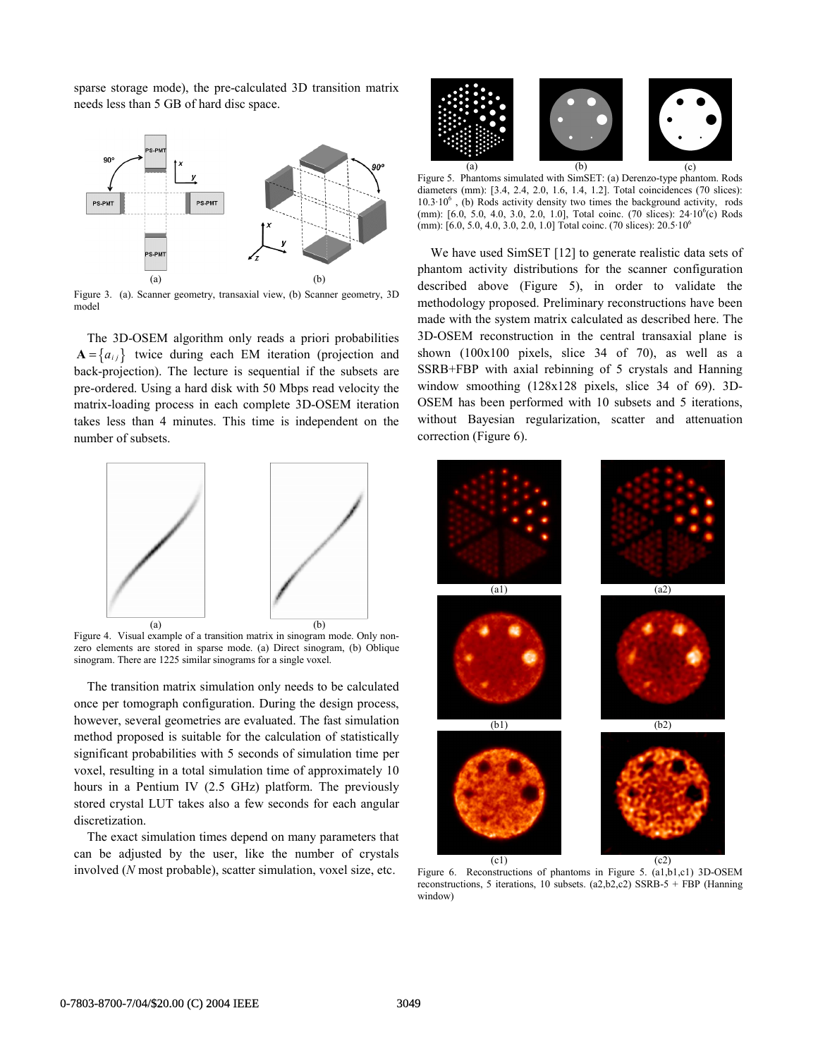sparse storage mode), the pre-calculated 3D transition matrix needs less than 5 GB of hard disc space.

90°
PS-PMT
x
y
PS-PMT
PS-PMT
PS-PMT
(a)
90°
x
y
z
(b)

Figure 3. (a). Scanner geometry, transaxial view, (b) Scanner geometry, 3D model

The 3D-OSEM algorithm only reads a priori probabilities $\mathbf{A} = \{a_{ij}\}$ twice during each EM iteration (projection and back-projection). The lecture is sequential if the subsets are pre-ordered. Using a hard disk with 50 Mbps read velocity the matrix-loading process in each complete 3D-OSEM iteration takes less than 4 minutes. This time is independent on the number of subsets.

(a)
(b)

Figure 4. Visual example of a transition matrix in sinogram mode. Only non-zero elements are stored in sparse mode. (a) Direct sinogram, (b) Oblique sinogram. There are 1225 similar sinograms for a single voxel.

The transition matrix simulation only needs to be calculated once per tomograph configuration. During the design process, however, several geometries are evaluated. The fast simulation method proposed is suitable for the calculation of statistically significant probabilities with 5 seconds of simulation time per voxel, resulting in a total simulation time of approximately 10 hours in a Pentium IV (2.5 GHz) platform. The previously stored crystal LUT takes also a few seconds for each angular discretization.

The exact simulation times depend on many parameters that can be adjusted by the user, like the number of crystals involved (*N* most probable), scatter simulation, voxel size, etc.

(a)
(b)
(c)

Figure 5. Phantoms simulated with SimSET: (a) Derenzo-type phantom. Rods diameters (mm): [3.4, 2.4, 2.0, 1.6, 1.4, 1.2]. Total coincidences (70 slices): $10.3 \cdot 10^6$ , (b) Rods activity density two times the background activity, rods (mm): [6.0, 5.0, 4.0, 3.0, 2.0, 1.0], Total coinc. (70 slices): $24 \cdot 10^6$(c) Rods (mm): [6.0, 5.0, 4.0, 3.0, 2.0, 1.0] Total coinc. (70 slices): $20.5 \cdot 10^6$

We have used SimSET [12] to generate realistic data sets of phantom activity distributions for the scanner configuration described above (Figure 5), in order to validate the methodology proposed. Preliminary reconstructions have been made with the system matrix calculated as described here. The 3D-OSEM reconstruction in the central transaxial plane is shown (100x100 pixels, slice 34 of 70), as well as a SSRB+FBP with axial rebinning of 5 crystals and Hanning window smoothing (128x128 pixels, slice 34 of 69). 3D-OSEM has been performed with 10 subsets and 5 iterations, without Bayesian regularization, scatter and attenuation correction (Figure 6).

(a1)
(a2)
(b1)
(b2)
(c1)
(c2)

Figure 6. Reconstructions of phantoms in Figure 5. (a1,b1,c1) 3D-OSEM reconstructions, 5 iterations, 10 subsets. (a2,b2,c2) SSRB-5 + FBP (Hanning window)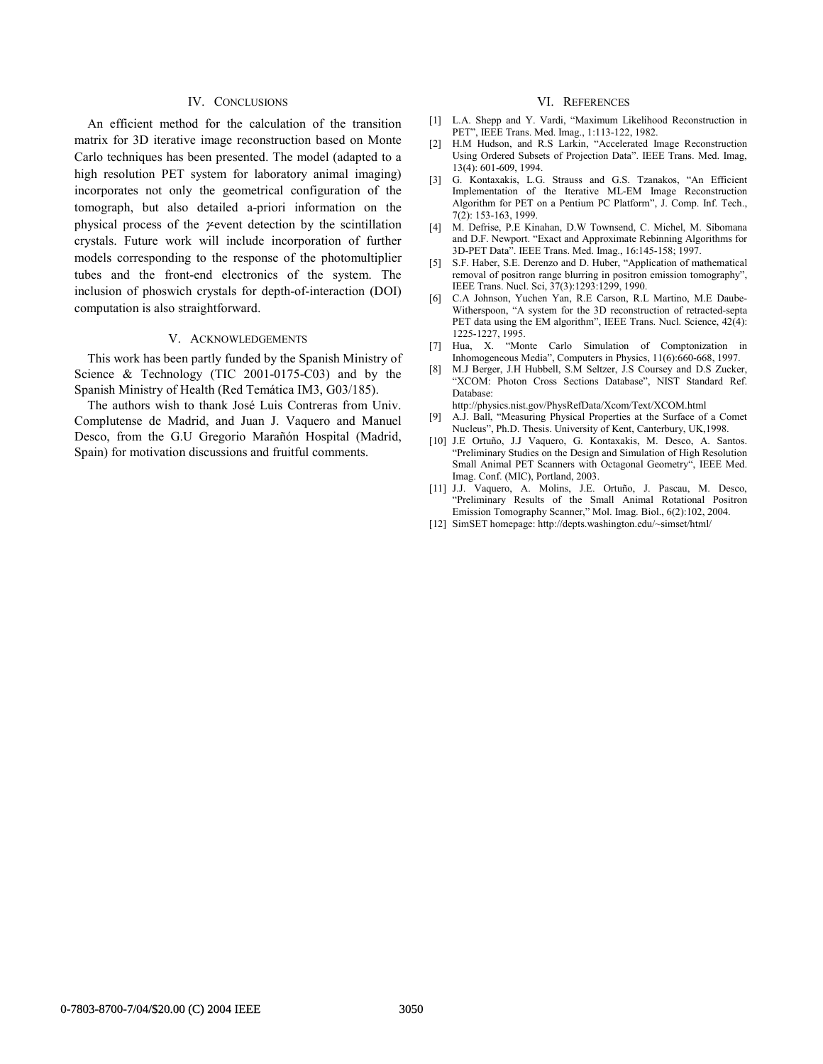## IV. Conclusions

An efficient method for the calculation of the transition matrix for 3D iterative image reconstruction based on Monte Carlo techniques has been presented. The model (adapted to a high resolution PET system for laboratory animal imaging) incorporates not only the geometrical configuration of the tomograph, but also detailed a-priori information on the physical process of the $\gamma$-event detection by the scintillation crystals. Future work will include incorporation of further models corresponding to the response of the photomultiplier tubes and the front-end electronics of the system. The inclusion of phoswich crystals for depth-of-interaction (DOI) computation is also straightforward.

## V. Acknowledgements

This work has been partly funded by the Spanish Ministry of Science & Technology (TIC 2001-0175-C03) and by the Spanish Ministry of Health (Red Temática IM3, G03/185).

The authors wish to thank José Luis Contreras from Univ. Complutense de Madrid, and Juan J. Vaquero and Manuel Desco, from the G.U Gregorio Marañón Hospital (Madrid, Spain) for motivation discussions and fruitful comments.

## VI. References

[1] L.A. Shepp and Y. Vardi, "Maximum Likelihood Reconstruction in PET", IEEE Trans. Med. Imag., 1:113-122, 1982.

[2] H.M Hudson, and R.S Larkin, "Accelerated Image Reconstruction Using Ordered Subsets of Projection Data". IEEE Trans. Med. Imag, 13(4): 601-609, 1994.

[3] G. Kontaxakis, L.G. Strauss and G.S. Tzanakos, "An Efficient Implementation of the Iterative ML-EM Image Reconstruction Algorithm for PET on a Pentium PC Platform", J. Comp. Inf. Tech., 7(2): 153-163, 1999.

[4] M. Defrise, P.E Kinahan, D.W Townsend, C. Michel, M. Sibomana and D.F. Newport. "Exact and Approximate Rebinning Algorithms for 3D-PET Data". IEEE Trans. Med. Imag., 16:145-158; 1997.

[5] S.F. Haber, S.E. Derenzo and D. Huber, "Application of mathematical removal of positron range blurring in positron emission tomography", IEEE Trans. Nucl. Sci, 37(3):1293:1299, 1990.

[6] C.A Johnson, Yuchen Yan, R.E Carson, R.L Martino, M.E Daube-Witherspoon, "A system for the 3D reconstruction of retracted-septa PET data using the EM algorithm", IEEE Trans. Nucl. Science, 42(4): 1225-1227, 1995.

[7] Hua, X. "Monte Carlo Simulation of Comptonization in Inhomogeneous Media", Computers in Physics, 11(6):660-668, 1997.

[8] M.J Berger, J.H Hubbell, S.M Seltzer, J.S Coursey and D.S Zucker, "XCOM: Photon Cross Sections Database", NIST Standard Ref. Database: http://physics.nist.gov/PhysRefData/Xcom/Text/XCOM.html

[9] A.J. Ball, "Measuring Physical Properties at the Surface of a Comet Nucleus", Ph.D. Thesis. University of Kent, Canterbury, UK,1998.

[10] J.E Ortuño, J.J Vaquero, G. Kontaxakis, M. Desco, A. Santos. "Preliminary Studies on the Design and Simulation of High Resolution Small Animal PET Scanners with Octagonal Geometry", IEEE Med. Imag. Conf. (MIC), Portland, 2003.

[11] J.J. Vaquero, A. Molins, J.E. Ortuño, J. Pascau, M. Desco, "Preliminary Results of the Small Animal Rotational Positron Emission Tomography Scanner," Mol. Imag. Biol., 6(2):102, 2004.

[12] SimSET homepage: http://depts.washington.edu/~simset/html/